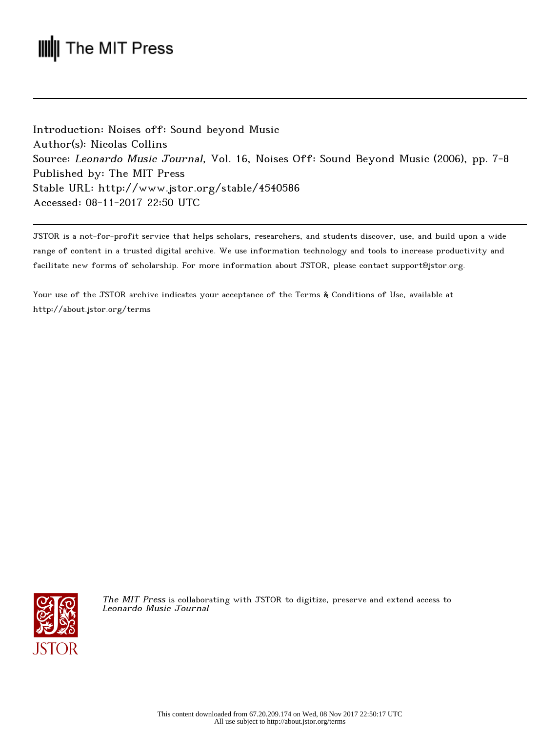The MIT Press

Introduction: Noises off: Sound beyond Music
Author(s): Nicolas Collins
Source: *Leonardo Music Journal*, Vol. 16, Noises Off: Sound Beyond Music (2006), pp. 7-8
Published by: The MIT Press
Stable URL: http://www.jstor.org/stable/4540586
Accessed: 08-11-2017 22:50 UTC

JSTOR is a not-for-profit service that helps scholars, researchers, and students discover, use, and build upon a wide range of content in a trusted digital archive. We use information technology and tools to increase productivity and facilitate new forms of scholarship. For more information about JSTOR, please contact support@jstor.org.

Your use of the JSTOR archive indicates your acceptance of the Terms & Conditions of Use, available at http://about.jstor.org/terms

*The MIT Press* is collaborating with JSTOR to digitize, preserve and extend access to *Leonardo Music Journal*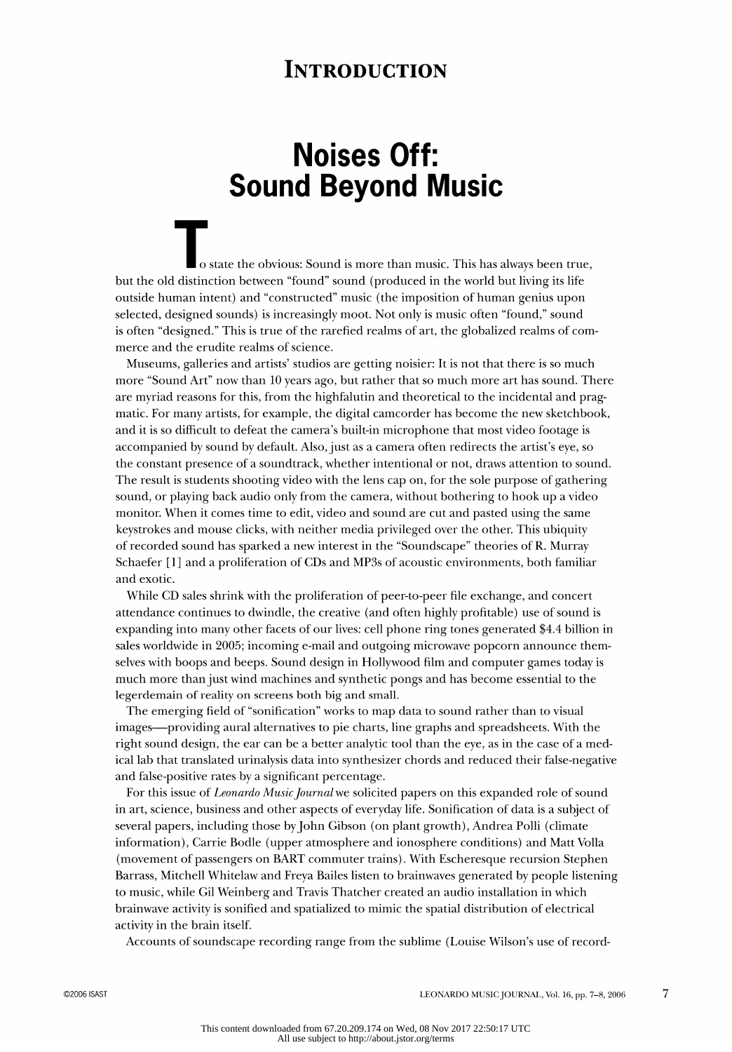# Introduction

# Noises Off: Sound Beyond Music

To state the obvious: Sound is more than music. This has always been true, but the old distinction between "found" sound (produced in the world but living its life outside human intent) and "constructed" music (the imposition of human genius upon selected, designed sounds) is increasingly moot. Not only is music often "found," sound is often "designed." This is true of the rarefied realms of art, the globalized realms of commerce and the erudite realms of science.

Museums, galleries and artists' studios are getting noisier: It is not that there is so much more "Sound Art" now than 10 years ago, but rather that so much more art has sound. There are myriad reasons for this, from the highfalutin and theoretical to the incidental and pragmatic. For many artists, for example, the digital camcorder has become the new sketchbook, and it is so difficult to defeat the camera's built-in microphone that most video footage is accompanied by sound by default. Also, just as a camera often redirects the artist's eye, so the constant presence of a soundtrack, whether intentional or not, draws attention to sound. The result is students shooting video with the lens cap on, for the sole purpose of gathering sound, or playing back audio only from the camera, without bothering to hook up a video monitor. When it comes time to edit, video and sound are cut and pasted using the same keystrokes and mouse clicks, with neither media privileged over the other. This ubiquity of recorded sound has sparked a new interest in the "Soundscape" theories of R. Murray Schaefer [1] and a proliferation of CDs and MP3s of acoustic environments, both familiar and exotic.

While CD sales shrink with the proliferation of peer-to-peer file exchange, and concert attendance continues to dwindle, the creative (and often highly profitable) use of sound is expanding into many other facets of our lives: cell phone ring tones generated $4.4 billion in sales worldwide in 2005; incoming e-mail and outgoing microwave popcorn announce themselves with boops and beeps. Sound design in Hollywood film and computer games today is much more than just wind machines and synthetic pongs and has become essential to the legerdemain of reality on screens both big and small.

The emerging field of "sonification" works to map data to sound rather than to visual images—providing aural alternatives to pie charts, line graphs and spreadsheets. With the right sound design, the ear can be a better analytic tool than the eye, as in the case of a medical lab that translated urinalysis data into synthesizer chords and reduced their false-negative and false-positive rates by a significant percentage.

For this issue of *Leonardo Music Journal* we solicited papers on this expanded role of sound in art, science, business and other aspects of everyday life. Sonification of data is a subject of several papers, including those by John Gibson (on plant growth), Andrea Polli (climate information), Carrie Bodle (upper atmosphere and ionosphere conditions) and Matt Volla (movement of passengers on BART commuter trains). With Escheresque recursion Stephen Barrass, Mitchell Whitelaw and Freya Bailes listen to brainwaves generated by people listening to music, while Gil Weinberg and Travis Thatcher created an audio installation in which brainwave activity is sonified and spatialized to mimic the spatial distribution of electrical activity in the brain itself.

Accounts of soundscape recording range from the sublime (Louise Wilson's use of record-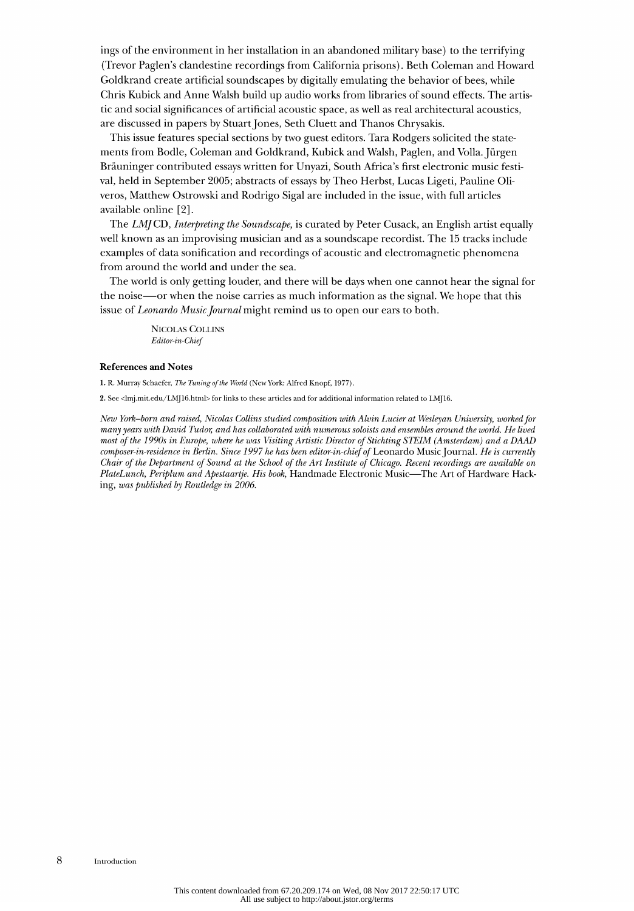ings of the environment in her installation in an abandoned military base) to the terrifying (Trevor Paglen's clandestine recordings from California prisons). Beth Coleman and Howard Goldkrand create artificial soundscapes by digitally emulating the behavior of bees, while Chris Kubick and Anne Walsh build up audio works from libraries of sound effects. The artistic and social significances of artificial acoustic space, as well as real architectural acoustics, are discussed in papers by Stuart Jones, Seth Cluett and Thanos Chrysakis.

This issue features special sections by two guest editors. Tara Rodgers solicited the statements from Bodle, Coleman and Goldkrand, Kubick and Walsh, Paglen, and Volla. Jürgen Bräuninger contributed essays written for Unyazi, South Africa's first electronic music festival, held in September 2005; abstracts of essays by Theo Herbst, Lucas Ligeti, Pauline Oliveros, Matthew Ostrowski and Rodrigo Sigal are included in the issue, with full articles available online [2].

The *LMJ* CD, *Interpreting the Soundscape*, is curated by Peter Cusack, an English artist equally well known as an improvising musician and as a soundscape recordist. The 15 tracks include examples of data sonification and recordings of acoustic and electromagnetic phenomena from around the world and under the sea.

The world is only getting louder, and there will be days when one cannot hear the signal for the noise—or when the noise carries as much information as the signal. We hope that this issue of *Leonardo Music Journal* might remind us to open our ears to both.

NICOLAS COLLINS
*Editor-in-Chief*

#### References and Notes

1. R. Murray Schaefer, *The Tuning of the World* (New York: Alfred Knopf, 1977).

2. See <lmj.mit.edu/LMJ16.html> for links to these articles and for additional information related to LMJ16.

*New York–born and raised, Nicolas Collins studied composition with Alvin Lucier at Wesleyan University, worked for many years with David Tudor, and has collaborated with numerous soloists and ensembles around the world. He lived most of the 1990s in Europe, where he was Visiting Artistic Director of Stichting STEIM (Amsterdam) and a DAAD composer-in-residence in Berlin. Since 1997 he has been editor-in-chief of* Leonardo Music Journal. *He is currently Chair of the Department of Sound at the School of the Art Institute of Chicago. Recent recordings are available on PlateLunch, Periplum and Apestaartje. His book,* Handmade Electronic Music—The Art of Hardware Hacking, *was published by Routledge in 2006.*